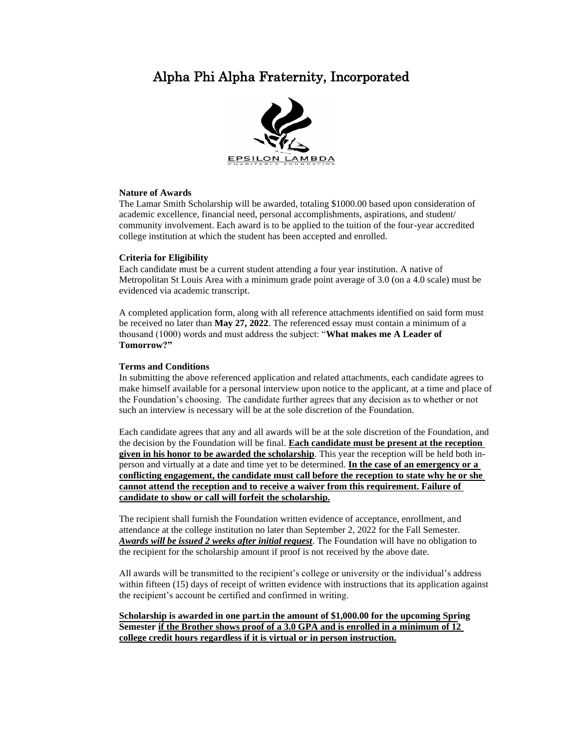# Alpha Phi Alpha Fraternity, Incorporated

EPSILON LAMBDA
CHARITABLE FOUNDATION

**Nature of Awards**

The Lamar Smith Scholarship will be awarded, totaling $1000.00 based upon consideration of academic excellence, financial need, personal accomplishments, aspirations, and student/ community involvement. Each award is to be applied to the tuition of the four-year accredited college institution at which the student has been accepted and enrolled.

**Criteria for Eligibility**

Each candidate must be a current student attending a four year institution. A native of Metropolitan St Louis Area with a minimum grade point average of 3.0 (on a 4.0 scale) must be evidenced via academic transcript.

A completed application form, along with all reference attachments identified on said form must be received no later than **May 27, 2022**. The referenced essay must contain a minimum of a thousand (1000) words and must address the subject: "**What makes me A Leader of Tomorrow?"**

**Terms and Conditions**

In submitting the above referenced application and related attachments, each candidate agrees to make himself available for a personal interview upon notice to the applicant, at a time and place of the Foundation's choosing. The candidate further agrees that any decision as to whether or not such an interview is necessary will be at the sole discretion of the Foundation.

Each candidate agrees that any and all awards will be at the sole discretion of the Foundation, and the decision by the Foundation will be final. **Each candidate must be present at the reception given in his honor to be awarded the scholarship**. This year the reception will be held both in-person and virtually at a date and time yet to be determined. **In the case of an emergency or a conflicting engagement, the candidate must call before the reception to state why he or she cannot attend the reception and to receive a waiver from this requirement. Failure of candidate to show or call will forfeit the scholarship.**

The recipient shall furnish the Foundation written evidence of acceptance, enrollment, and attendance at the college institution no later than September 2, 2022 for the Fall Semester. ***Awards will be issued 2 weeks after initial request***. The Foundation will have no obligation to the recipient for the scholarship amount if proof is not received by the above date.

All awards will be transmitted to the recipient's college or university or the individual's address within fifteen (15) days of receipt of written evidence with instructions that its application against the recipient's account be certified and confirmed in writing.

**Scholarship is awarded in one part.in the amount of $1,000.00 for the upcoming Spring Semester if the Brother shows proof of a 3.0 GPA and is enrolled in a minimum of 12 college credit hours regardless if it is virtual or in person instruction.**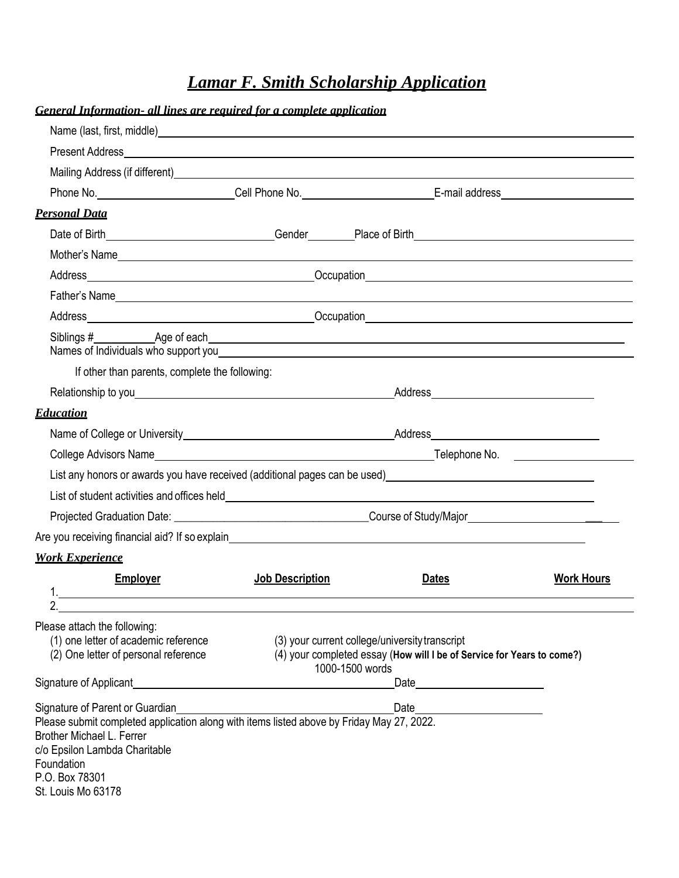# *Lamar F. Smith Scholarship Application*

***General Information- all lines are required for a complete application***

Name (last, first, middle)

Present Address

Mailing Address (if different)

Phone No. Cell Phone No. E-mail address

***Personal Data***

Date of Birth Gender Place of Birth

Mother's Name

Address Occupation

Father's Name

Address Occupation

Siblings # Age of each

Names of Individuals who support you

If other than parents, complete the following:

Relationship to you Address

***Education***

Name of College or University Address

College Advisors Name Telephone No.

List any honors or awards you have received (additional pages can be used)

List of student activities and offices held

Projected Graduation Date: Course of Study/Major

Are you receiving financial aid? If so explain

***Work Experience***

| Employer | Job Description | Dates | Work Hours |
|---|---|---|---|
| 1. | | | |
| 2. | | | |

Please attach the following:

(1) one letter of academic reference

(2) One letter of personal reference

(3) your current college/university transcript

(4) your completed essay (**How will I be of Service for Years to come?)** 1000-1500 words

Signature of Applicant Date

Signature of Parent or Guardian Date

Please submit completed application along with items listed above by Friday May 27, 2022.

Brother Michael L. Ferrer
c/o Epsilon Lambda Charitable Foundation
P.O. Box 78301
St. Louis Mo 63178